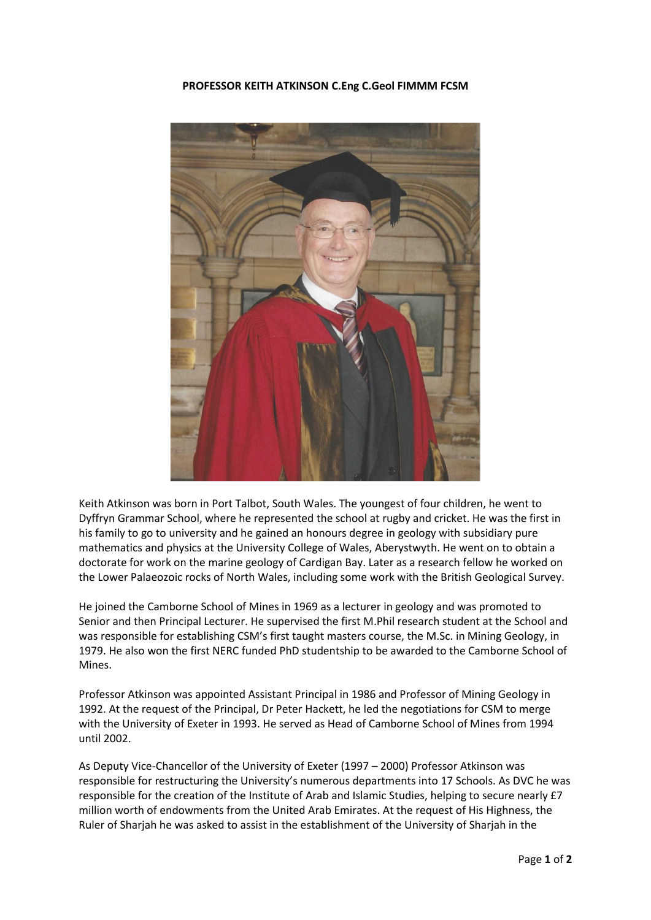**PROFESSOR KEITH ATKINSON C.Eng C.Geol FIMMM FCSM**

Keith Atkinson was born in Port Talbot, South Wales. The youngest of four children, he went to Dyffryn Grammar School, where he represented the school at rugby and cricket. He was the first in his family to go to university and he gained an honours degree in geology with subsidiary pure mathematics and physics at the University College of Wales, Aberystwyth. He went on to obtain a doctorate for work on the marine geology of Cardigan Bay. Later as a research fellow he worked on the Lower Palaeozoic rocks of North Wales, including some work with the British Geological Survey.

He joined the Camborne School of Mines in 1969 as a lecturer in geology and was promoted to Senior and then Principal Lecturer. He supervised the first M.Phil research student at the School and was responsible for establishing CSM's first taught masters course, the M.Sc. in Mining Geology, in 1979. He also won the first NERC funded PhD studentship to be awarded to the Camborne School of Mines.

Professor Atkinson was appointed Assistant Principal in 1986 and Professor of Mining Geology in 1992. At the request of the Principal, Dr Peter Hackett, he led the negotiations for CSM to merge with the University of Exeter in 1993. He served as Head of Camborne School of Mines from 1994 until 2002.

As Deputy Vice-Chancellor of the University of Exeter (1997 – 2000) Professor Atkinson was responsible for restructuring the University's numerous departments into 17 Schools. As DVC he was responsible for the creation of the Institute of Arab and Islamic Studies, helping to secure nearly £7 million worth of endowments from the United Arab Emirates. At the request of His Highness, the Ruler of Sharjah he was asked to assist in the establishment of the University of Sharjah in the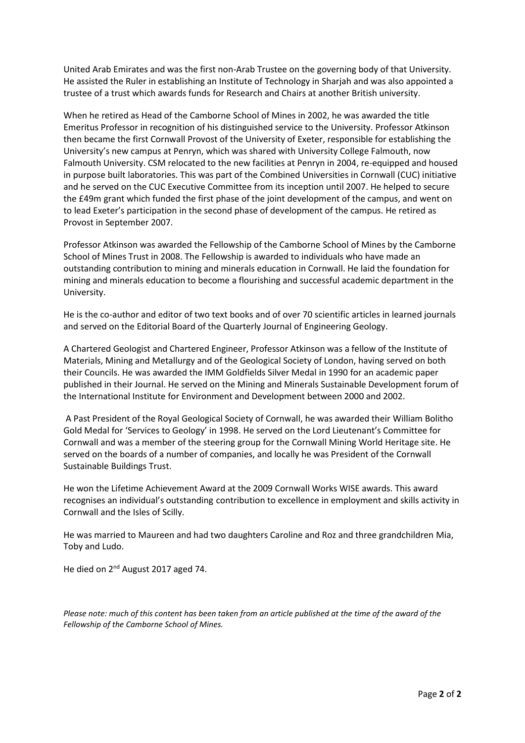United Arab Emirates and was the first non-Arab Trustee on the governing body of that University. He assisted the Ruler in establishing an Institute of Technology in Sharjah and was also appointed a trustee of a trust which awards funds for Research and Chairs at another British university.

When he retired as Head of the Camborne School of Mines in 2002, he was awarded the title Emeritus Professor in recognition of his distinguished service to the University. Professor Atkinson then became the first Cornwall Provost of the University of Exeter, responsible for establishing the University's new campus at Penryn, which was shared with University College Falmouth, now Falmouth University. CSM relocated to the new facilities at Penryn in 2004, re-equipped and housed in purpose built laboratories. This was part of the Combined Universities in Cornwall (CUC) initiative and he served on the CUC Executive Committee from its inception until 2007. He helped to secure the £49m grant which funded the first phase of the joint development of the campus, and went on to lead Exeter's participation in the second phase of development of the campus. He retired as Provost in September 2007.

Professor Atkinson was awarded the Fellowship of the Camborne School of Mines by the Camborne School of Mines Trust in 2008. The Fellowship is awarded to individuals who have made an outstanding contribution to mining and minerals education in Cornwall. He laid the foundation for mining and minerals education to become a flourishing and successful academic department in the University.

He is the co-author and editor of two text books and of over 70 scientific articles in learned journals and served on the Editorial Board of the Quarterly Journal of Engineering Geology.

A Chartered Geologist and Chartered Engineer, Professor Atkinson was a fellow of the Institute of Materials, Mining and Metallurgy and of the Geological Society of London, having served on both their Councils. He was awarded the IMM Goldfields Silver Medal in 1990 for an academic paper published in their Journal. He served on the Mining and Minerals Sustainable Development forum of the International Institute for Environment and Development between 2000 and 2002.

A Past President of the Royal Geological Society of Cornwall, he was awarded their William Bolitho Gold Medal for 'Services to Geology' in 1998. He served on the Lord Lieutenant's Committee for Cornwall and was a member of the steering group for the Cornwall Mining World Heritage site. He served on the boards of a number of companies, and locally he was President of the Cornwall Sustainable Buildings Trust.

He won the Lifetime Achievement Award at the 2009 Cornwall Works WISE awards. This award recognises an individual's outstanding contribution to excellence in employment and skills activity in Cornwall and the Isles of Scilly.

He was married to Maureen and had two daughters Caroline and Roz and three grandchildren Mia, Toby and Ludo.

He died on 2nd August 2017 aged 74.

*Please note: much of this content has been taken from an article published at the time of the award of the Fellowship of the Camborne School of Mines.*